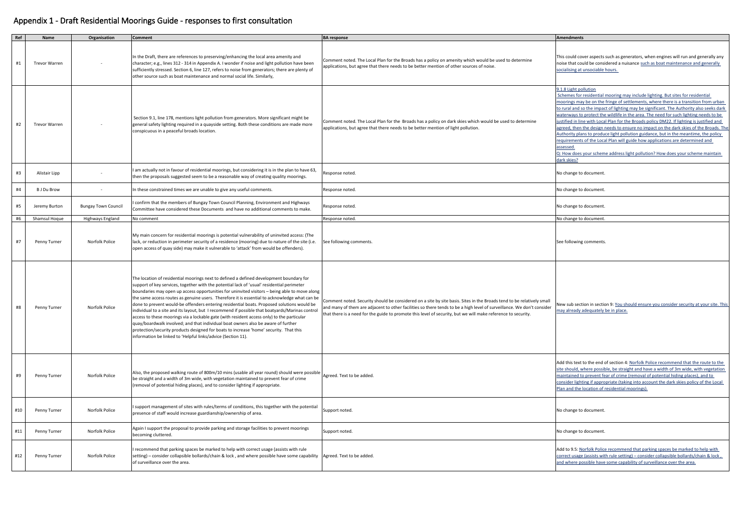# Appendix 1 - Draft Residential Moorings Guide - responses to first consultation

| Ref | Name | Organisation | Comment | BA response | Amendments |
|---|---|---|---|---|---|
| #1 | Trevor Warren | - | In the Draft, there are references to preserving/enhancing the local area amenity and character; e.g., lines 312 - 314 in Appendix A. I wonder if noise and light pollution have been sufficiently stressed. Section 6, line 127, refers to noise from generators; there are plenty of other source such as boat maintenance and normal social life. Similarly, | Comment noted. The Local Plan for the Broads has a policy on amenity which would be used to determine applications, but agree that there needs to be better mention of other sources of noise. | This could cover aspects such as generators, when engines will run and generally any noise that could be considered a nuisance such as boat maintenance and generally socialising at unsociable hours. |
| #2 | Trevor Warren | - | Section 9.1, line 178, mentions light pollution from generators. More significant might be general safety lighting required in a quayside setting. Both these conditions are made more conspicuous in a peaceful broads location. | Comment noted. The Local Plan for the Broads has a policy on dark skies which would be used to determine applications, but agree that there needs to be better mention of light pollution. | 9.1.8 Light pollution<br>Schemes for residential mooring may include lighting. But sites for residential moorings may be on the fringe of settlements, where there is a transition from urban to rural and so the impact of lighting may be significant. The Authority also seeks dark waterways to protect the wildlife in the area. The need for such lighting needs to be justified in line with Local Plan for the Broads policy DM22. If lighting is justified and agreed, then the design needs to ensure no impact on the dark skies of the Broads. The Authority plans to produce light pollution guidance, but in the meantime, the policy requirements of the Local Plan will guide how applications are determined and assessed.<br>Q: How does your scheme address light pollution? How does your scheme maintain dark skies? |
| #3 | Alistair Lipp | - | I am actually not in favour of residential moorings, but considering it is in the plan to have 63, then the proposals suggested seem to be a reasonable way of creating quality moorings. | Response noted. | No change to document. |
| #4 | B J Du Brow | - | In these constrained times we are unable to give any useful comments. | Response noted. | No change to document. |
| #5 | Jeremy Burton | Bungay Town Council | I confirm that the members of Bungay Town Council Planning, Environment and Highways Committee have considered these Documents and have no additional comments to make. | Response noted. | No change to document. |
| #6 | Shamsul Hoque | Highways England | No comment | Response noted. | No change to document. |
| #7 | Penny Turner | Norfolk Police | My main concern for residential moorings is potential vulnerability of uninvited access: (The lack, or reduction in perimeter security of a residence (mooring) due to nature of the site (i.e. open access of quay side) may make it vulnerable to 'attack' from would be offenders). | See following comments. | See following comments. |
| #8 | Penny Turner | Norfolk Police | The location of residential moorings next to defined a defined development boundary for support of key services, together with the potential lack of 'usual' residential perimeter boundaries may open up access opportunities for uninvited visitors – being able to move along the same access routes as genuine users. Therefore it is essential to acknowledge what can be done to prevent would-be offenders entering residential boats. Proposed solutions would be individual to a site and its layout, but I recommend if possible that boatyards/Marinas control access to these moorings via a lockable gate (with resident access only) to the particular quay/boardwalk involved; and that individual boat owners also be aware of further protection/security products designed for boats to increase 'home' security. That this information be linked to 'Helpful links/advice (Section 11). | Comment noted. Security should be considered on a site by site basis. Sites in the Broads tend to be relatively small and many of them are adjacent to other facilities so there tends to be a high level of surveillance. We don't consider that there is a need for the guide to promote this level of security, but we will make reference to security. | New sub section in section 9: You should ensure you consider security at your site. This may already adequately be in place. |
| #9 | Penny Turner | Norfolk Police | Also, the proposed walking route of 800m/10 mins (usable all year round) should were possible be straight and a width of 3m wide, with vegetation maintained to prevent fear of crime (removal of potential hiding places), and to consider lighting if appropriate. | Agreed. Text to be added. | Add this text to the end of section 4: Norfolk Police recommend that the route to the site should, where possible, be straight and have a width of 3m wide, with vegetation maintained to prevent fear of crime (removal of potential hiding places), and to consider lighting if appropriate (taking into account the dark skies policy of the Local Plan and the location of residential moorings). |
| #10 | Penny Turner | Norfolk Police | I support management of sites with rules/terms of conditions, this together with the potential presence of staff would increase guardianship/ownership of area. | Support noted. | No change to document. |
| #11 | Penny Turner | Norfolk Police | Again I support the proposal to provide parking and storage facilities to prevent moorings becoming cluttered. | Support noted. | No change to document. |
| #12 | Penny Turner | Norfolk Police | I recommend that parking spaces be marked to help with correct usage (assists with rule setting) – consider collapsible bollards/chain & lock , and where possible have some capability of surveillance over the area. | Agreed. Text to be added. | Add to 9.5: Norfolk Police recommend that parking spaces be marked to help with correct usage (assists with rule setting) – consider collapsible bollards/chain & lock , and where possible have some capability of surveillance over the area. |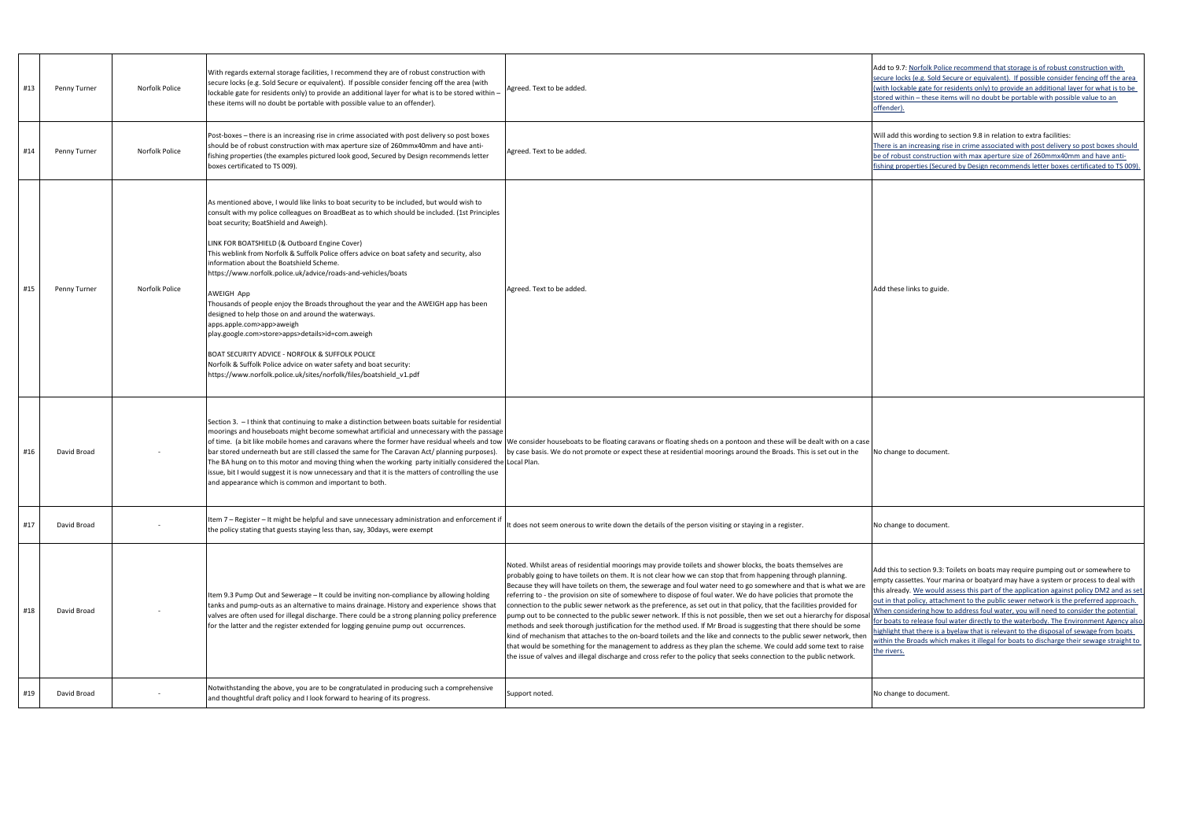| #13 | Penny Turner | Norfolk Police | With regards external storage facilities, I recommend they are of robust construction with secure locks (e.g. Sold Secure or equivalent). If possible consider fencing off the area (with lockable gate for residents only) to provide an additional layer for what is to be stored within – these items will no doubt be portable with possible value to an offender). | Agreed. Text to be added. | Add to 9.7: Norfolk Police recommend that storage is of robust construction with secure locks (e.g. Sold Secure or equivalent). If possible consider fencing off the area (with lockable gate for residents only) to provide an additional layer for what is to be stored within – these items will no doubt be portable with possible value to an offender). |
|---|---|---|---|---|---|
| #14 | Penny Turner | Norfolk Police | Post-boxes – there is an increasing rise in crime associated with post delivery so post boxes should be of robust construction with max aperture size of 260mmx40mm and have anti-fishing properties (the examples pictured look good, Secured by Design recommends letter boxes certificated to TS 009). | Agreed. Text to be added. | Will add this wording to section 9.8 in relation to extra facilities: There is an increasing rise in crime associated with post delivery so post boxes should be of robust construction with max aperture size of 260mmx40mm and have anti-fishing properties (Secured by Design recommends letter boxes certificated to TS 009). |
| #15 | Penny Turner | Norfolk Police | As mentioned above, I would like links to boat security to be included, but would wish to consult with my police colleagues on BroadBeat as to which should be included. (1st Principles boat security; BoatShield and Aweigh).<br><br>LINK FOR BOATSHIELD (& Outboard Engine Cover)<br>This weblink from Norfolk & Suffolk Police offers advice on boat safety and security, also information about the Boatshield Scheme.<br>https://www.norfolk.police.uk/advice/roads-and-vehicles/boats<br><br>AWEIGH App<br>Thousands of people enjoy the Broads throughout the year and the AWEIGH app has been designed to help those on and around the waterways.<br>apps.apple.com>app>aweigh<br>play.google.com>store>apps>details>id=com.aweigh<br><br>BOAT SECURITY ADVICE - NORFOLK & SUFFOLK POLICE<br>Norfolk & Suffolk Police advice on water safety and boat security:<br>https://www.norfolk.police.uk/sites/norfolk/files/boatshield_v1.pdf | Agreed. Text to be added. | Add these links to guide. |
| #16 | David Broad | - | Section 3. – I think that continuing to make a distinction between boats suitable for residential moorings and houseboats might become somewhat artificial and unnecessary with the passage of time. (a bit like mobile homes and caravans where the former have residual wheels and tow bar stored underneath but are still classed the same for The Caravan Act/ planning purposes). The BA hung on to this motor and moving thing when the working party initially considered the issue, bit I would suggest it is now unnecessary and that it is the matters of controlling the use and appearance which is common and important to both. | We consider houseboats to be floating caravans or floating sheds on a pontoon and these will be dealt with on a case by case basis. We do not promote or expect these at residential moorings around the Broads. This is set out in the Local Plan. | No change to document. |
| #17 | David Broad | - | Item 7 – Register – It might be helpful and save unnecessary administration and enforcement if the policy stating that guests staying less than, say, 30days, were exempt | It does not seem onerous to write down the details of the person visiting or staying in a register. | No change to document. |
| #18 | David Broad | - | Item 9.3 Pump Out and Sewerage – It could be inviting non-compliance by allowing holding tanks and pump-outs as an alternative to mains drainage. History and experience shows that valves are often used for illegal discharge. There could be a strong planning policy preference for the latter and the register extended for logging genuine pump out occurrences. | Noted. Whilst areas of residential moorings may provide toilets and shower blocks, the boats themselves are probably going to have toilets on them. It is not clear how we can stop that from happening through planning. Because they will have toilets on them, the sewerage and foul water need to go somewhere and that is what we are referring to - the provision on site of somewhere to dispose of foul water. We do have policies that promote the connection to the public sewer network as the preference, as set out in that policy, that the facilities provided for pump out to be connected to the public sewer network. If this is not possible, then we set out a hierarchy for disposal methods and seek thorough justification for the method used. If Mr Broad is suggesting that there should be some kind of mechanism that attaches to the on-board toilets and the like and connects to the public sewer network, then that would be something for the management to address as they plan the scheme. We could add some text to raise the issue of valves and illegal discharge and cross refer to the policy that seeks connection to the public network. | Add this to section 9.3: Toilets on boats may require pumping out or somewhere to empty cassettes. Your marina or boatyard may have a system or process to deal with this already. We would assess this part of the application against policy DM2 and as set out in that policy, attachment to the public sewer network is the preferred approach. When considering how to address foul water, you will need to consider the potential for boats to release foul water directly to the waterbody. The Environment Agency also highlight that there is a byelaw that is relevant to the disposal of sewage from boats within the Broads which makes it illegal for boats to discharge their sewage straight to the rivers. |
| #19 | David Broad | - | Notwithstanding the above, you are to be congratulated in producing such a comprehensive and thoughtful draft policy and I look forward to hearing of its progress. | Support noted. | No change to document. |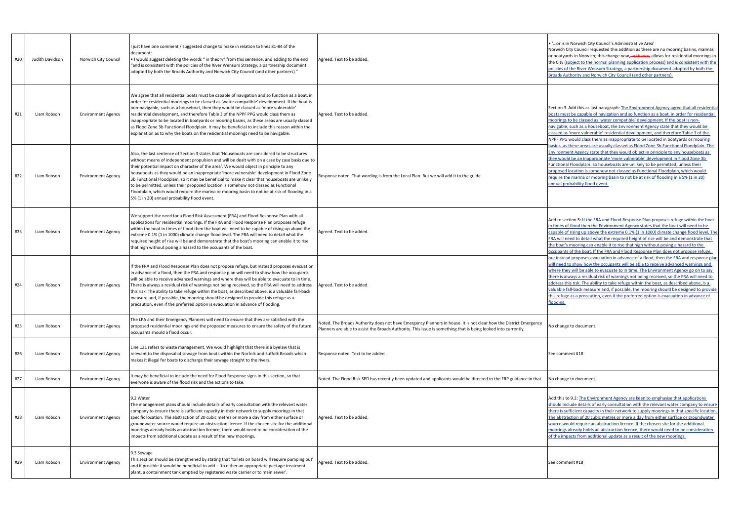| #20 | Judith Davidson | Norwich City Council | I just have one comment / suggested change to make in relation to lines 81-84 of the document:<br>• I would suggest deleting the words " in theory" from this sentence, and adding to the end "and is consistent with the policies of the River Wensum Strategy, a partnership document adopted by both the Broads Authority and Norwich City Council (and other partners)." | Agreed. Text to be added. | • '…or is in Norwich City Council's Administrative Area'<br>Norwich City Council requested this addition as there are no mooring basins, marinas or boatyards in Norwich; this change now, ~~in theory,~~ allows for residential moorings in the City (subject to the normal planning application process) and is consistent with the policies of the River Wensum Strategy, a partnership document adopted by both the Broads Authority and Norwich City Council (and other partners). |
|---|---|---|---|---|---|
| #21 | Liam Robson | Environment Agency | We agree that all residential boats must be capable of navigation and so function as a boat, in order for residential moorings to be classed as 'water compatible' development. If the boat is non-navigable, such as a houseboat, then they would be classed as 'more vulnerable' residential development, and therefore Table 3 of the NPPF PPG would class them as inappropriate to be located in boatyards or mooring basins, as these areas are usually classed as Flood Zone 3b Functional Floodplain. It may be beneficial to include this reason within the explanation as to why the boats on the residential moorings need to be navigable. | Agreed. Text to be added. | Section 3. Add this as last paragraph: The Environment Agency agree that all residential boats must be capable of navigation and so function as a boat, in order for residential moorings to be classed as 'water compatible' development. If the boat is non-navigable, such as a houseboat, the Environment Agency state that they would be classed as 'more vulnerable' residential development, and therefore Table 3 of the NPPF PPG would class them as inappropriate to be located in boatyards or mooring basins, as these areas are usually classed as Flood Zone 3b Functional Floodplain. The Environment Agency state that they would object in principle to any houseboats as they would be an inappropriate 'more vulnerable' development in Flood Zone 3b Functional Floodplain. So houseboats are unlikely to be permitted, unless their proposed location is somehow not classed as Functional Floodplain, which would require the marina or mooring basin to not be at risk of flooding in a 5% (1 in 20) annual probability flood event. |
| #22 | Liam Robson | Environment Agency | Also, the last sentence of Section 3 states that 'Houseboats are considered to be structures without means of independent propulsion and will be dealt with on a case by case basis due to their potential impact on character of the area'. We would object in principle to any houseboats as they would be an inappropriate 'more vulnerable' development in Flood Zone 3b Functional Floodplain, so it may be beneficial to make it clear that houseboats are unlikely to be permitted, unless their proposed location is somehow not classed as Functional Floodplain, which would require the marina or mooring basin to not be at risk of flooding in a 5% (1 in 20) annual probability flood event. | Response noted. That wording is from the Local Plan. But we will add it to the guide. | |
| #23 | Liam Robson | Environment Agency | We support the need for a Flood Risk Assessment (FRA) and Flood Response Plan with all applications for residential moorings. If the FRA and Flood Response Plan proposes refuge within the boat in times of flood then the boat will need to be capable of rising up above the extreme 0.1% (1 in 1000) climate change flood level. The FRA will need to detail what the required height of rise will be and demonstrate that the boat's mooring can enable it to rise that high without posing a hazard to the occupants of the boat. | Agreed. Text to be added. | Add to section 5: If the FRA and Flood Response Plan proposes refuge within the boat in times of flood then the Environment Agency states that the boat will need to be capable of rising up above the extreme 0.1% (1 in 1000) climate change flood level. The FRA will need to detail what the required height of rise will be and demonstrate that the boat's mooring can enable it to rise that high without posing a hazard to the occupants of the boat. If the FRA and Flood Response Plan does not propose refuge, but instead proposes evacuation in advance of a flood, then the FRA and response plan will need to show how the occupants will be able to receive advanced warnings and where they will be able to evacuate to in time. The Environment Agency go on to say there is always a residual risk of warnings not being received, so the FRA will need to address this risk. The ability to take refuge within the boat, as described above, is a valuable fall-back measure and, if possible, the mooring should be designed to provide this refuge as a precaution, even if the preferred option is evacuation in advance of flooding. |
| #24 | Liam Robson | Environment Agency | If the FRA and Flood Response Plan does not propose refuge, but instead proposes evacuation in advance of a flood, then the FRA and response plan will need to show how the occupants will be able to receive advanced warnings and where they will be able to evacuate to in time. There is always a residual risk of warnings not being received, so the FRA will need to address this risk. The ability to take refuge within the boat, as described above, is a valuable fall-back measure and, if possible, the mooring should be designed to provide this refuge as a precaution, even if the preferred option is evacuation in advance of flooding. | Agreed. Text to be added. | |
| #25 | Liam Robson | Environment Agency | The LPA and their Emergency Planners will need to ensure that they are satisfied with the proposed residential moorings and the proposed measures to ensure the safety of the future occupants should a flood occur. | Noted. The Broads Authority does not have Emergency Planners in house. It is not clear how the District Emergency Planners are able to assist the Broads Authority. This issue is something that is being looked into currently. | No change to document. |
| #26 | Liam Robson | Environment Agency | Line 131 refers to waste management. We would highlight that there is a byelaw that is relevant to the disposal of sewage from boats within the Norfolk and Suffolk Broads which makes it illegal for boats to discharge their sewage straight to the rivers. | Response noted. Text to be added. | See comment #18 |
| #27 | Liam Robson | Environment Agency | It may be beneficial to include the need for Flood Response signs in this section, so that everyone is aware of the flood risk and the actions to take. | Noted. The Flood Risk SPD has recently been updated and applicants would be directed to the FRP guidance in that. | No change to document. |
| #28 | Liam Robson | Environment Agency | 9.2 Water<br>The management plans should include details of early consultation with the relevant water company to ensure there is sufficient capacity in their network to supply moorings in that specific location. The abstraction of 20 cubic metres or more a day from either surface or groundwater source would require an abstraction licence. If the chosen site for the additional moorings already holds an abstraction licence, there would need to be consideration of the impacts from additional update as a result of the new moorings. | Agreed. Text to be added. | Add this to 9.2: The Environment Agency are keen to emphasise that applications should include details of early consultation with the relevant water company to ensure there is sufficient capacity in their network to supply moorings in that specific location. The abstraction of 20 cubic metres or more a day from either surface or groundwater source would require an abstraction licence. If the chosen site for the additional moorings already holds an abstraction licence, there would need to be consideration of the impacts from additional update as a result of the new moorings. |
| #29 | Liam Robson | Environment Agency | 9.3 Sewage<br>This section should be strengthened by stating that 'toilets on board will require pumping out' and if possible it would be beneficial to add – 'to either an appropriate package treatment plant, a containment tank emptied by registered waste carrier or to main sewer'. | Agreed. Text to be added. | See comment #18 |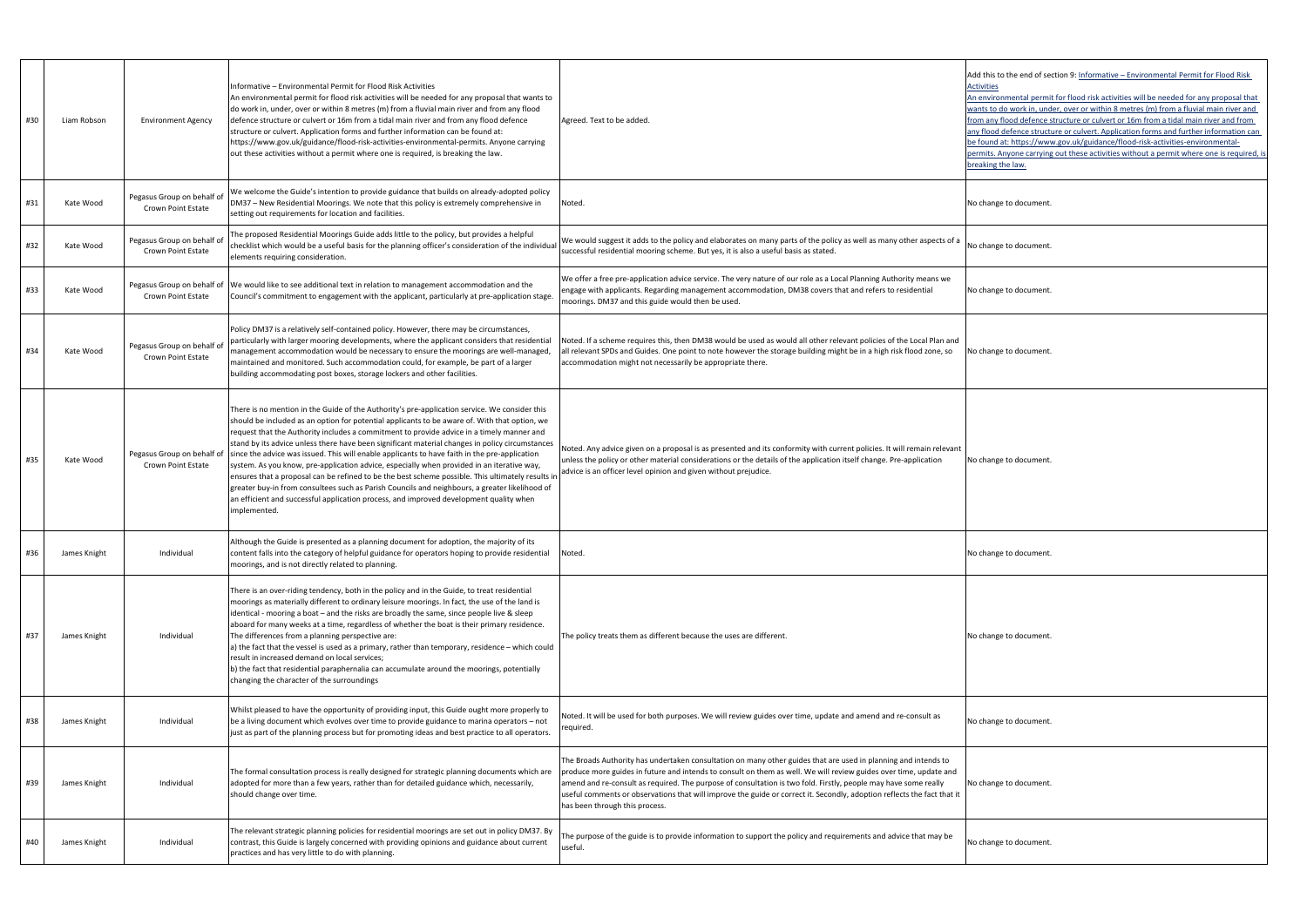| | | | | | |
|---|---|---|---|---|---|
| #30 | Liam Robson | Environment Agency | Informative – Environmental Permit for Flood Risk Activities<br>An environmental permit for flood risk activities will be needed for any proposal that wants to do work in, under, over or within 8 metres (m) from a fluvial main river and from any flood defence structure or culvert or 16m from a tidal main river and from any flood defence structure or culvert. Application forms and further information can be found at: https://www.gov.uk/guidance/flood-risk-activities-environmental-permits. Anyone carrying out these activities without a permit where one is required, is breaking the law. | Agreed. Text to be added. | Add this to the end of section 9: Informative – Environmental Permit for Flood Risk Activities<br>An environmental permit for flood risk activities will be needed for any proposal that wants to do work in, under, over or within 8 metres (m) from a fluvial main river and from any flood defence structure or culvert or 16m from a tidal main river and from any flood defence structure or culvert. Application forms and further information can be found at: https://www.gov.uk/guidance/flood-risk-activities-environmental-permits. Anyone carrying out these activities without a permit where one is required, is breaking the law. |
| #31 | Kate Wood | Pegasus Group on behalf of Crown Point Estate | We welcome the Guide's intention to provide guidance that builds on already-adopted policy DM37 – New Residential Moorings. We note that this policy is extremely comprehensive in setting out requirements for location and facilities. | Noted. | No change to document. |
| #32 | Kate Wood | Pegasus Group on behalf of Crown Point Estate | The proposed Residential Moorings Guide adds little to the policy, but provides a helpful checklist which would be a useful basis for the planning officer's consideration of the individual elements requiring consideration. | We would suggest it adds to the policy and elaborates on many parts of the policy as well as many other aspects of a successful residential mooring scheme. But yes, it is also a useful basis as stated. | No change to document. |
| #33 | Kate Wood | Pegasus Group on behalf of Crown Point Estate | We would like to see additional text in relation to management accommodation and the Council's commitment to engagement with the applicant, particularly at pre-application stage. | We offer a free pre-application advice service. The very nature of our role as a Local Planning Authority means we engage with applicants. Regarding management accommodation, DM38 covers that and refers to residential moorings. DM37 and this guide would then be used. | No change to document. |
| #34 | Kate Wood | Pegasus Group on behalf of Crown Point Estate | Policy DM37 is a relatively self-contained policy. However, there may be circumstances, particularly with larger mooring developments, where the applicant considers that residential management accommodation would be necessary to ensure the moorings are well-managed, maintained and monitored. Such accommodation could, for example, be part of a larger building accommodating post boxes, storage lockers and other facilities. | Noted. If a scheme requires this, then DM38 would be used as would all other relevant policies of the Local Plan and all relevant SPDs and Guides. One point to note however the storage building might be in a high risk flood zone, so accommodation might not necessarily be appropriate there. | No change to document. |
| #35 | Kate Wood | Pegasus Group on behalf of Crown Point Estate | There is no mention in the Guide of the Authority's pre-application service. We consider this should be included as an option for potential applicants to be aware of. With that option, we request that the Authority includes a commitment to provide advice in a timely manner and stand by its advice unless there have been significant material changes in policy circumstances since the advice was issued. This will enable applicants to have faith in the pre-application system. As you know, pre-application advice, especially when provided in an iterative way, ensures that a proposal can be refined to be the best scheme possible. This ultimately results in greater buy-in from consultees such as Parish Councils and neighbours, a greater likelihood of an efficient and successful application process, and improved development quality when implemented. | Noted. Any advice given on a proposal is as presented and its conformity with current policies. It will remain relevant unless the policy or other material considerations or the details of the application itself change. Pre-application advice is an officer level opinion and given without prejudice. | No change to document. |
| #36 | James Knight | Individual | Although the Guide is presented as a planning document for adoption, the majority of its content falls into the category of helpful guidance for operators hoping to provide residential moorings, and is not directly related to planning. | Noted. | No change to document. |
| #37 | James Knight | Individual | There is an over-riding tendency, both in the policy and in the Guide, to treat residential moorings as materially different to ordinary leisure moorings. In fact, the use of the land is identical - mooring a boat – and the risks are broadly the same, since people live & sleep aboard for many weeks at a time, regardless of whether the boat is their primary residence. The differences from a planning perspective are:<br>a) the fact that the vessel is used as a primary, rather than temporary, residence – which could result in increased demand on local services;<br>b) the fact that residential paraphernalia can accumulate around the moorings, potentially changing the character of the surroundings | The policy treats them as different because the uses are different. | No change to document. |
| #38 | James Knight | Individual | Whilst pleased to have the opportunity of providing input, this Guide ought more properly to be a living document which evolves over time to provide guidance to marina operators – not just as part of the planning process but for promoting ideas and best practice to all operators. | Noted. It will be used for both purposes. We will review guides over time, update and amend and re-consult as required. | No change to document. |
| #39 | James Knight | Individual | The formal consultation process is really designed for strategic planning documents which are adopted for more than a few years, rather than for detailed guidance which, necessarily, should change over time. | The Broads Authority has undertaken consultation on many other guides that are used in planning and intends to produce more guides in future and intends to consult on them as well. We will review guides over time, update and amend and re-consult as required. The purpose of consultation is two fold. Firstly, people may have some really useful comments or observations that will improve the guide or correct it. Secondly, adoption reflects the fact that it has been through this process. | No change to document. |
| #40 | James Knight | Individual | The relevant strategic planning policies for residential moorings are set out in policy DM37. By contrast, this Guide is largely concerned with providing opinions and guidance about current practices and has very little to do with planning. | The purpose of the guide is to provide information to support the policy and requirements and advice that may be useful. | No change to document. |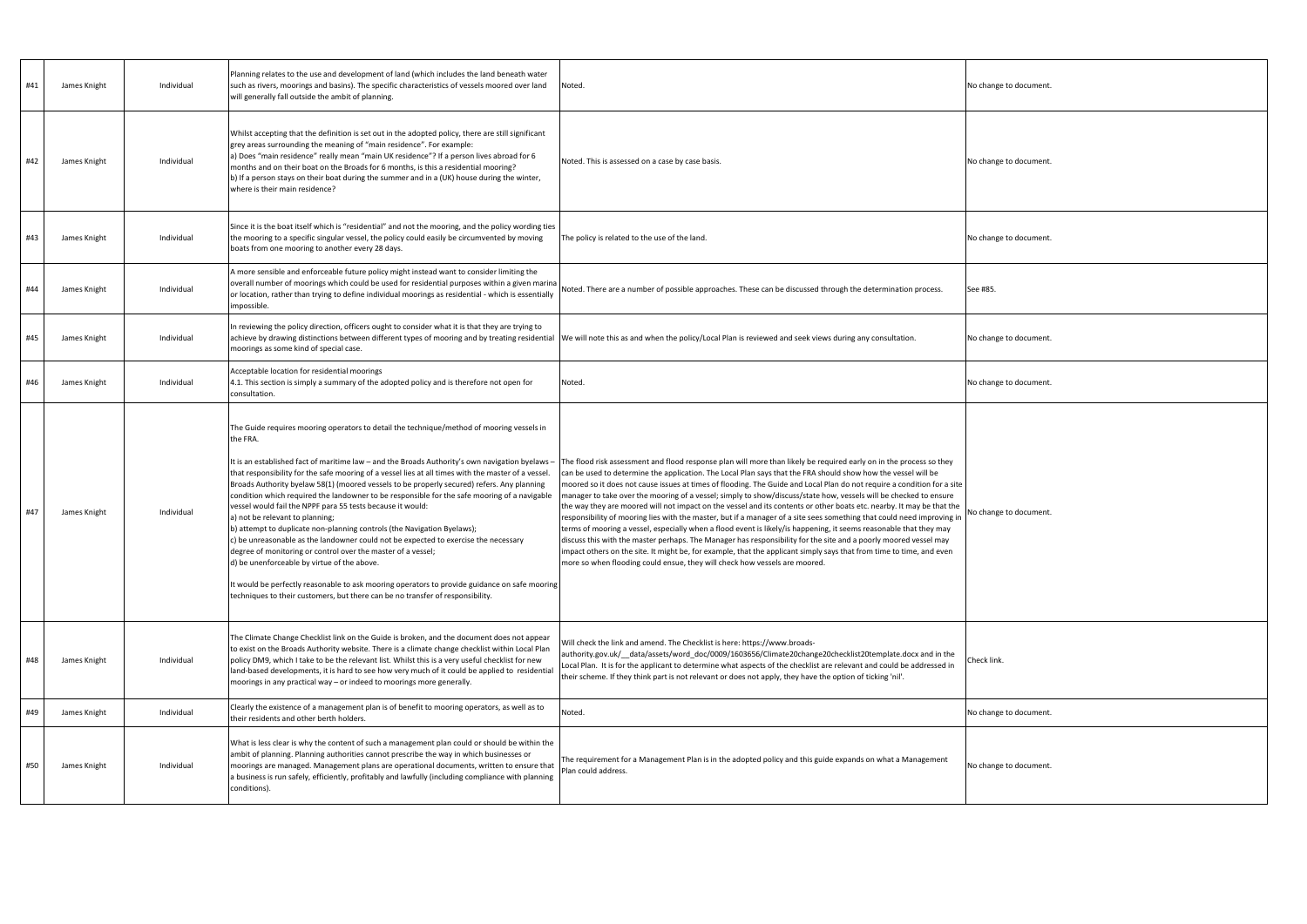| #41 | James Knight | Individual | Planning relates to the use and development of land (which includes the land beneath water such as rivers, moorings and basins). The specific characteristics of vessels moored over land will generally fall outside the ambit of planning. | Noted. | No change to document. |
|---|---|---|---|---|---|
| #42 | James Knight | Individual | Whilst accepting that the definition is set out in the adopted policy, there are still significant grey areas surrounding the meaning of "main residence". For example:<br>a) Does "main residence" really mean "main UK residence"? If a person lives abroad for 6 months and on their boat on the Broads for 6 months, is this a residential mooring?<br>b) If a person stays on their boat during the summer and in a (UK) house during the winter, where is their main residence? | Noted. This is assessed on a case by case basis. | No change to document. |
| #43 | James Knight | Individual | Since it is the boat itself which is "residential" and not the mooring, and the policy wording ties the mooring to a specific singular vessel, the policy could easily be circumvented by moving boats from one mooring to another every 28 days. | The policy is related to the use of the land. | No change to document. |
| #44 | James Knight | Individual | A more sensible and enforceable future policy might instead want to consider limiting the overall number of moorings which could be used for residential purposes within a given marina or location, rather than trying to define individual moorings as residential - which is essentially impossible. | Noted. There are a number of possible approaches. These can be discussed through the determination process. | See #85. |
| #45 | James Knight | Individual | In reviewing the policy direction, officers ought to consider what it is that they are trying to achieve by drawing distinctions between different types of mooring and by treating residential moorings as some kind of special case. | We will note this as and when the policy/Local Plan is reviewed and seek views during any consultation. | No change to document. |
| #46 | James Knight | Individual | Acceptable location for residential moorings<br>4.1. This section is simply a summary of the adopted policy and is therefore not open for consultation. | Noted. | No change to document. |
| #47 | James Knight | Individual | The Guide requires mooring operators to detail the technique/method of mooring vessels in the FRA.<br><br>It is an established fact of maritime law – and the Broads Authority's own navigation byelaws – that responsibility for the safe mooring of a vessel lies at all times with the master of a vessel. Broads Authority byelaw 58(1) (moored vessels to be properly secured) refers. Any planning condition which required the landowner to be responsible for the safe mooring of a navigable vessel would fail the NPPF para 55 tests because it would:<br>a) not be relevant to planning;<br>b) attempt to duplicate non-planning controls (the Navigation Byelaws);<br>c) be unreasonable as the landowner could not be expected to exercise the necessary degree of monitoring or control over the master of a vessel;<br>d) be unenforceable by virtue of the above.<br><br>It would be perfectly reasonable to ask mooring operators to provide guidance on safe mooring techniques to their customers, but there can be no transfer of responsibility. | The flood risk assessment and flood response plan will more than likely be required early on in the process so they can be used to determine the application. The Local Plan says that the FRA should show how the vessel will be moored so it does not cause issues at times of flooding. The Guide and Local Plan do not require a condition for a site manager to take over the mooring of a vessel; simply to show/discuss/state how, vessels will be checked to ensure the way they are moored will not impact on the vessel and its contents or other boats etc. nearby. It may be that the responsibility of mooring lies with the master, but if a manager of a site sees something that could need improving in terms of mooring a vessel, especially when a flood event is likely/is happening, it seems reasonable that they may discuss this with the master perhaps. The Manager has responsibility for the site and a poorly moored vessel may impact others on the site. It might be, for example, that the applicant simply says that from time to time, and even more so when flooding could ensue, they will check how vessels are moored. | No change to document. |
| #48 | James Knight | Individual | The Climate Change Checklist link on the Guide is broken, and the document does not appear to exist on the Broads Authority website. There is a climate change checklist within Local Plan policy DM9, which I take to be the relevant list. Whilst this is a very useful checklist for new land-based developments, it is hard to see how very much of it could be applied to residential moorings in any practical way – or indeed to moorings more generally. | Will check the link and amend. The Checklist is here: https://www.broads-authority.gov.uk/__data/assets/word_doc/0009/1603656/Climate20change20checklist20template.docx and in the Local Plan. It is for the applicant to determine what aspects of the checklist are relevant and could be addressed in their scheme. If they think part is not relevant or does not apply, they have the option of ticking 'nil'. | Check link. |
| #49 | James Knight | Individual | Clearly the existence of a management plan is of benefit to mooring operators, as well as to their residents and other berth holders. | Noted. | No change to document. |
| #50 | James Knight | Individual | What is less clear is why the content of such a management plan could or should be within the ambit of planning. Planning authorities cannot prescribe the way in which businesses or moorings are managed. Management plans are operational documents, written to ensure that a business is run safely, efficiently, profitably and lawfully (including compliance with planning conditions). | The requirement for a Management Plan is in the adopted policy and this guide expands on what a Management Plan could address. | No change to document. |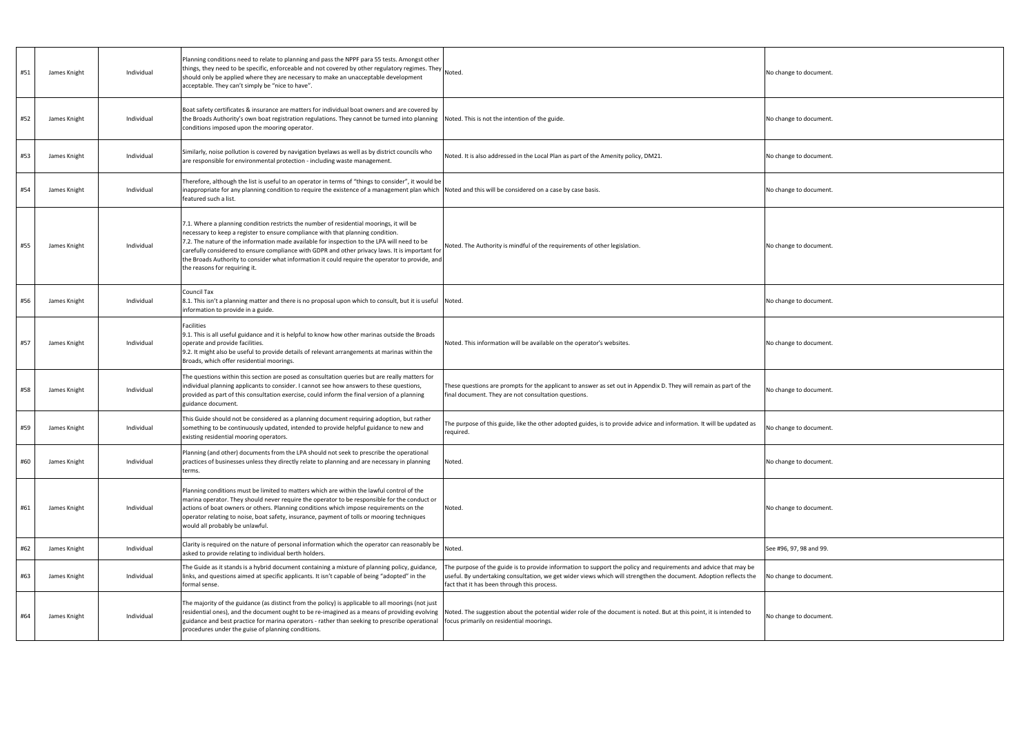| | | | | | |
|---|---|---|---|---|---|
| #51 | James Knight | Individual | Planning conditions need to relate to planning and pass the NPPF para 55 tests. Amongst other things, they need to be specific, enforceable and not covered by other regulatory regimes. They should only be applied where they are necessary to make an unacceptable development acceptable. They can't simply be "nice to have". | Noted. | No change to document. |
| #52 | James Knight | Individual | Boat safety certificates & insurance are matters for individual boat owners and are covered by the Broads Authority's own boat registration regulations. They cannot be turned into planning conditions imposed upon the mooring operator. | Noted. This is not the intention of the guide. | No change to document. |
| #53 | James Knight | Individual | Similarly, noise pollution is covered by navigation byelaws as well as by district councils who are responsible for environmental protection - including waste management. | Noted. It is also addressed in the Local Plan as part of the Amenity policy, DM21. | No change to document. |
| #54 | James Knight | Individual | Therefore, although the list is useful to an operator in terms of "things to consider", it would be inappropriate for any planning condition to require the existence of a management plan which featured such a list. | Noted and this will be considered on a case by case basis. | No change to document. |
| #55 | James Knight | Individual | 7.1. Where a planning condition restricts the number of residential moorings, it will be necessary to keep a register to ensure compliance with that planning condition.<br>7.2. The nature of the information made available for inspection to the LPA will need to be carefully considered to ensure compliance with GDPR and other privacy laws. It is important for the Broads Authority to consider what information it could require the operator to provide, and the reasons for requiring it. | Noted. The Authority is mindful of the requirements of other legislation. | No change to document. |
| #56 | James Knight | Individual | Council Tax<br>8.1. This isn't a planning matter and there is no proposal upon which to consult, but it is useful information to provide in a guide. | Noted. | No change to document. |
| #57 | James Knight | Individual | Facilities<br>9.1. This is all useful guidance and it is helpful to know how other marinas outside the Broads operate and provide facilities.<br>9.2. It might also be useful to provide details of relevant arrangements at marinas within the Broads, which offer residential moorings. | Noted. This information will be available on the operator's websites. | No change to document. |
| #58 | James Knight | Individual | The questions within this section are posed as consultation queries but are really matters for individual planning applicants to consider. I cannot see how answers to these questions, provided as part of this consultation exercise, could inform the final version of a planning guidance document. | These questions are prompts for the applicant to answer as set out in Appendix D. They will remain as part of the final document. They are not consultation questions. | No change to document. |
| #59 | James Knight | Individual | This Guide should not be considered as a planning document requiring adoption, but rather something to be continuously updated, intended to provide helpful guidance to new and existing residential mooring operators. | The purpose of this guide, like the other adopted guides, is to provide advice and information. It will be updated as required. | No change to document. |
| #60 | James Knight | Individual | Planning (and other) documents from the LPA should not seek to prescribe the operational practices of businesses unless they directly relate to planning and are necessary in planning terms. | Noted. | No change to document. |
| #61 | James Knight | Individual | Planning conditions must be limited to matters which are within the lawful control of the marina operator. They should never require the operator to be responsible for the conduct or actions of boat owners or others. Planning conditions which impose requirements on the operator relating to noise, boat safety, insurance, payment of tolls or mooring techniques would all probably be unlawful. | Noted. | No change to document. |
| #62 | James Knight | Individual | Clarity is required on the nature of personal information which the operator can reasonably be asked to provide relating to individual berth holders. | Noted. | See #96, 97, 98 and 99. |
| #63 | James Knight | Individual | The Guide as it stands is a hybrid document containing a mixture of planning policy, guidance, links, and questions aimed at specific applicants. It isn't capable of being "adopted" in the formal sense. | The purpose of the guide is to provide information to support the policy and requirements and advice that may be useful. By undertaking consultation, we get wider views which will strengthen the document. Adoption reflects the fact that it has been through this process. | No change to document. |
| #64 | James Knight | Individual | The majority of the guidance (as distinct from the policy) is applicable to all moorings (not just residential ones), and the document ought to be re-imagined as a means of providing evolving guidance and best practice for marina operators - rather than seeking to prescribe operational procedures under the guise of planning conditions. | Noted. The suggestion about the potential wider role of the document is noted. But at this point, it is intended to focus primarily on residential moorings. | No change to document. |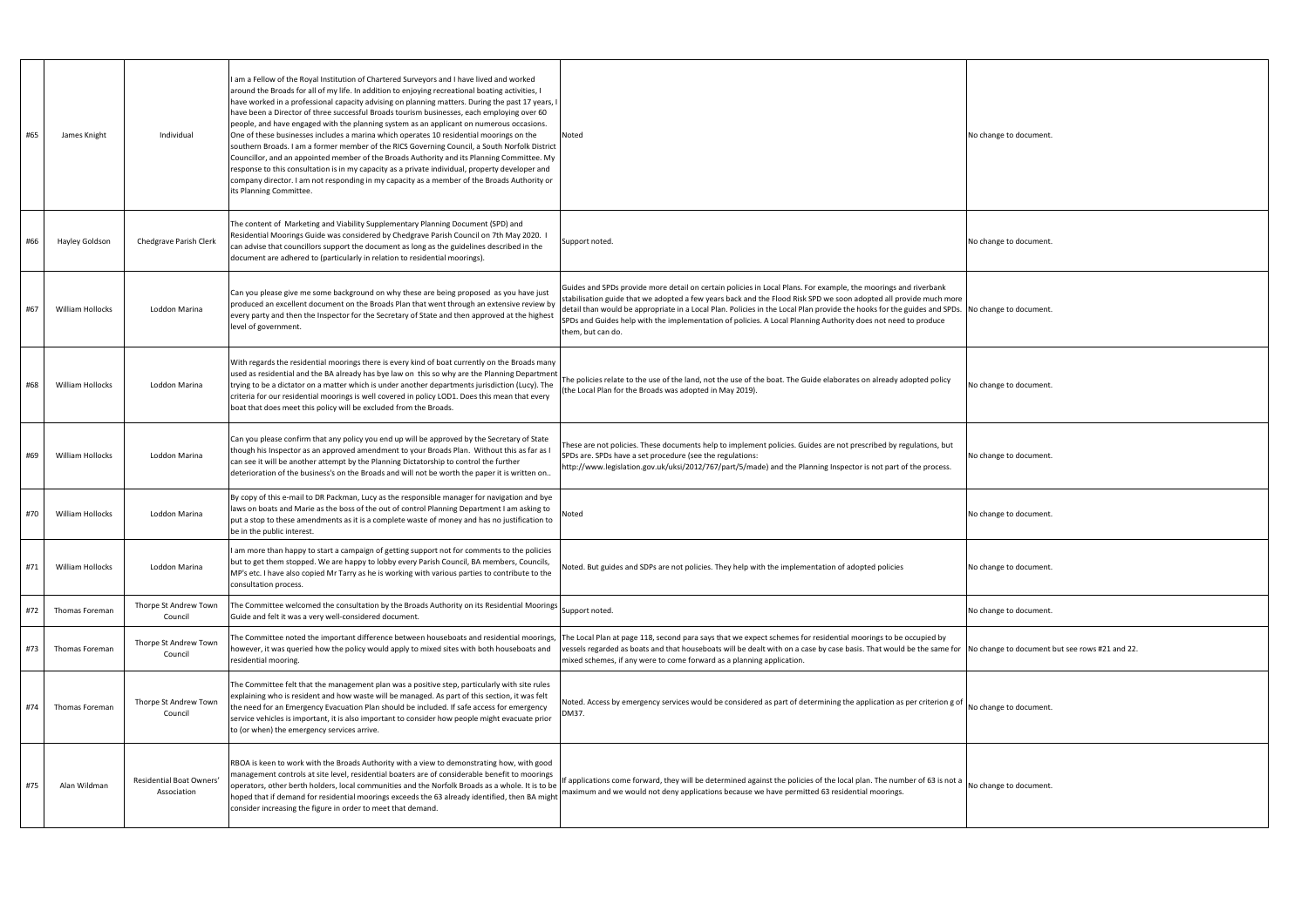| #65 | James Knight | Individual | I am a Fellow of the Royal Institution of Chartered Surveyors and I have lived and worked around the Broads for all of my life. In addition to enjoying recreational boating activities, I have worked in a professional capacity advising on planning matters. During the past 17 years, I have been a Director of three successful Broads tourism businesses, each employing over 60 people, and have engaged with the planning system as an applicant on numerous occasions. One of these businesses includes a marina which operates 10 residential moorings on the southern Broads. I am a former member of the RICS Governing Council, a South Norfolk District Councillor, and an appointed member of the Broads Authority and its Planning Committee. My response to this consultation is in my capacity as a private individual, property developer and company director. I am not responding in my capacity as a member of the Broads Authority or its Planning Committee. | Noted | No change to document. |
|---|---|---|---|---|---|
| #66 | Hayley Goldson | Chedgrave Parish Clerk | The content of Marketing and Viability Supplementary Planning Document (SPD) and Residential Moorings Guide was considered by Chedgrave Parish Council on 7th May 2020. I can advise that councillors support the document as long as the guidelines described in the document are adhered to (particularly in relation to residential moorings). | Support noted. | No change to document. |
| #67 | William Hollocks | Loddon Marina | Can you please give me some background on why these are being proposed as you have just produced an excellent document on the Broads Plan that went through an extensive review by every party and then the Inspector for the Secretary of State and then approved at the highest level of government. | Guides and SPDs provide more detail on certain policies in Local Plans. For example, the moorings and riverbank stabilisation guide that we adopted a few years back and the Flood Risk SPD we soon adopted all provide much more detail than would be appropriate in a Local Plan. Policies in the Local Plan provide the hooks for the guides and SPDs. SPDs and Guides help with the implementation of policies. A Local Planning Authority does not need to produce them, but can do. | No change to document. |
| #68 | William Hollocks | Loddon Marina | With regards the residential moorings there is every kind of boat currently on the Broads many used as residential and the BA already has bye law on this so why are the Planning Department trying to be a dictator on a matter which is under another departments jurisdiction (Lucy). The criteria for our residential moorings is well covered in policy LOD1. Does this mean that every boat that does meet this policy will be excluded from the Broads. | The policies relate to the use of the land, not the use of the boat. The Guide elaborates on already adopted policy (the Local Plan for the Broads was adopted in May 2019). | No change to document. |
| #69 | William Hollocks | Loddon Marina | Can you please confirm that any policy you end up will be approved by the Secretary of State though his Inspector as an approved amendment to your Broads Plan. Without this as far as I can see it will be another attempt by the Planning Dictatorship to control the further deterioration of the business's on the Broads and will not be worth the paper it is written on.. | These are not policies. These documents help to implement policies. Guides are not prescribed by regulations, but SPDs are. SPDs have a set procedure (see the regulations: http://www.legislation.gov.uk/uksi/2012/767/part/5/made) and the Planning Inspector is not part of the process. | No change to document. |
| #70 | William Hollocks | Loddon Marina | By copy of this e-mail to DR Packman, Lucy as the responsible manager for navigation and bye laws on boats and Marie as the boss of the out of control Planning Department I am asking to put a stop to these amendments as it is a complete waste of money and has no justification to be in the public interest. | Noted | No change to document. |
| #71 | William Hollocks | Loddon Marina | I am more than happy to start a campaign of getting support not for comments to the policies but to get them stopped. We are happy to lobby every Parish Council, BA members, Councils, MP's etc. I have also copied Mr Tarry as he is working with various parties to contribute to the consultation process. | Noted. But guides and SDPs are not policies. They help with the implementation of adopted policies | No change to document. |
| #72 | Thomas Foreman | Thorpe St Andrew Town Council | The Committee welcomed the consultation by the Broads Authority on its Residential Moorings Guide and felt it was a very well-considered document. | Support noted. | No change to document. |
| #73 | Thomas Foreman | Thorpe St Andrew Town Council | The Committee noted the important difference between houseboats and residential moorings, however, it was queried how the policy would apply to mixed sites with both houseboats and residential mooring. | The Local Plan at page 118, second para says that we expect schemes for residential moorings to be occupied by vessels regarded as boats and that houseboats will be dealt with on a case by case basis. That would be the same for mixed schemes, if any were to come forward as a planning application. | No change to document but see rows #21 and 22. |
| #74 | Thomas Foreman | Thorpe St Andrew Town Council | The Committee felt that the management plan was a positive step, particularly with site rules explaining who is resident and how waste will be managed. As part of this section, it was felt the need for an Emergency Evacuation Plan should be included. If safe access for emergency service vehicles is important, it is also important to consider how people might evacuate prior to (or when) the emergency services arrive. | Noted. Access by emergency services would be considered as part of determining the application as per criterion g of DM37. | No change to document. |
| #75 | Alan Wildman | Residential Boat Owners' Association | RBOA is keen to work with the Broads Authority with a view to demonstrating how, with good management controls at site level, residential boaters are of considerable benefit to moorings operators, other berth holders, local communities and the Norfolk Broads as a whole. It is to be hoped that if demand for residential moorings exceeds the 63 already identified, then BA might consider increasing the figure in order to meet that demand. | If applications come forward, they will be determined against the policies of the local plan. The number of 63 is not a maximum and we would not deny applications because we have permitted 63 residential moorings. | No change to document. |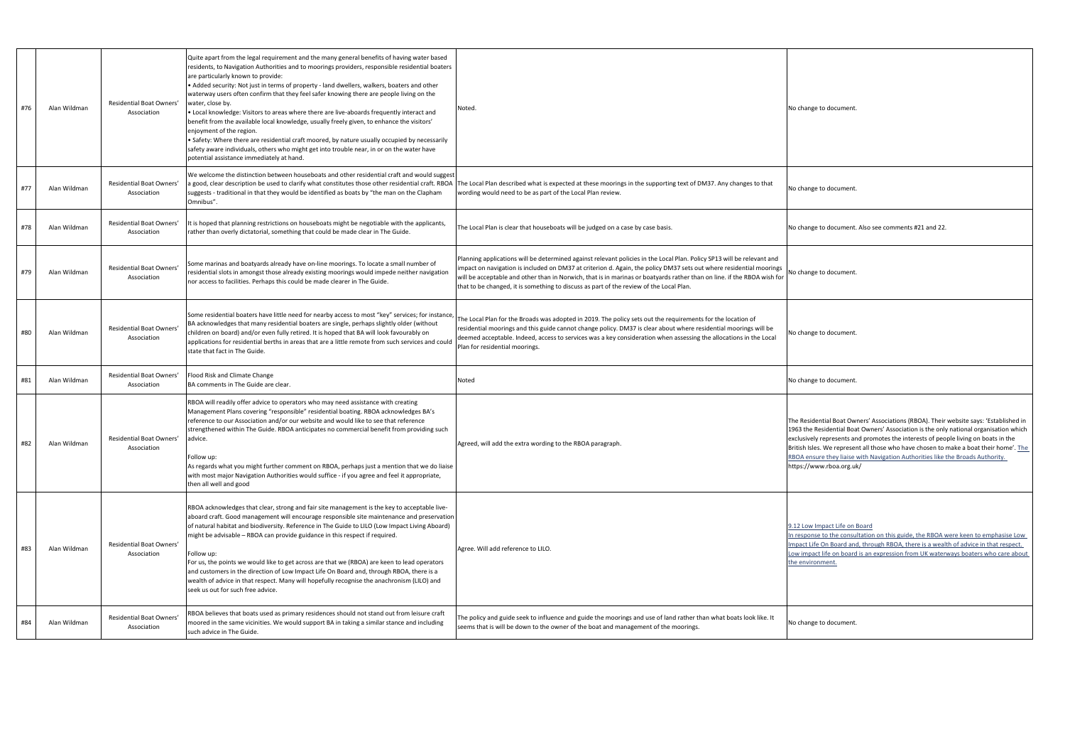| #76 | Alan Wildman | Residential Boat Owners' Association | Quite apart from the legal requirement and the many general benefits of having water based residents, to Navigation Authorities and to moorings providers, responsible residential boaters are particularly known to provide:<br>• Added security: Not just in terms of property - land dwellers, walkers, boaters and other waterway users often confirm that they feel safer knowing there are people living on the water, close by.<br>• Local knowledge: Visitors to areas where there are live-aboards frequently interact and benefit from the available local knowledge, usually freely given, to enhance the visitors' enjoyment of the region.<br>• Safety: Where there are residential craft moored, by nature usually occupied by necessarily safety aware individuals, others who might get into trouble near, in or on the water have potential assistance immediately at hand. | Noted. | No change to document. |
|---|---|---|---|---|---|
| #77 | Alan Wildman | Residential Boat Owners' Association | We welcome the distinction between houseboats and other residential craft and would suggest a good, clear description be used to clarify what constitutes those other residential craft. RBOA suggests - traditional in that they would be identified as boats by "the man on the Clapham Omnibus". | The Local Plan described what is expected at these moorings in the supporting text of DM37. Any changes to that wording would need to be as part of the Local Plan review. | No change to document. |
| #78 | Alan Wildman | Residential Boat Owners' Association | It is hoped that planning restrictions on houseboats might be negotiable with the applicants, rather than overly dictatorial, something that could be made clear in The Guide. | The Local Plan is clear that houseboats will be judged on a case by case basis. | No change to document. Also see comments #21 and 22. |
| #79 | Alan Wildman | Residential Boat Owners' Association | Some marinas and boatyards already have on-line moorings. To locate a small number of residential slots in amongst those already existing moorings would impede neither navigation nor access to facilities. Perhaps this could be made clearer in The Guide. | Planning applications will be determined against relevant policies in the Local Plan. Policy SP13 will be relevant and impact on navigation is included on DM37 at criterion d. Again, the policy DM37 sets out where residential moorings will be acceptable and other than in Norwich, that is in marinas or boatyards rather than on line. if the RBOA wish for that to be changed, it is something to discuss as part of the review of the Local Plan. | No change to document. |
| #80 | Alan Wildman | Residential Boat Owners' Association | Some residential boaters have little need for nearby access to most "key" services; for instance, BA acknowledges that many residential boaters are single, perhaps slightly older (without children on board) and/or even fully retired. It is hoped that BA will look favourably on applications for residential berths in areas that are a little remote from such services and could state that fact in The Guide. | The Local Plan for the Broads was adopted in 2019. The policy sets out the requirements for the location of residential moorings and this guide cannot change policy. DM37 is clear about where residential moorings will be deemed acceptable. Indeed, access to services was a key consideration when assessing the allocations in the Local Plan for residential moorings. | No change to document. |
| #81 | Alan Wildman | Residential Boat Owners' Association | Flood Risk and Climate Change<br>BA comments in The Guide are clear. | Noted | No change to document. |
| #82 | Alan Wildman | Residential Boat Owners' Association | RBOA will readily offer advice to operators who may need assistance with creating Management Plans covering "responsible" residential boating. RBOA acknowledges BA's reference to our Association and/or our website and would like to see that reference strengthened within The Guide. RBOA anticipates no commercial benefit from providing such advice.<br><br>Follow up:<br>As regards what you might further comment on RBOA, perhaps just a mention that we do liaise with most major Navigation Authorities would suffice - if you agree and feel it appropriate, then all well and good | Agreed, will add the extra wording to the RBOA paragraph. | The Residential Boat Owners' Associations (RBOA). Their website says: 'Established in 1963 the Residential Boat Owners' Association is the only national organisation which exclusively represents and promotes the interests of people living on boats in the British Isles. We represent all those who have chosen to make a boat their home'. The RBOA ensure they liaise with Navigation Authorities like the Broads Authority.<br>https://www.rboa.org.uk/ |
| #83 | Alan Wildman | Residential Boat Owners' Association | RBOA acknowledges that clear, strong and fair site management is the key to acceptable live-aboard craft. Good management will encourage responsible site maintenance and preservation of natural habitat and biodiversity. Reference in The Guide to LILO (Low Impact Living Aboard) might be advisable – RBOA can provide guidance in this respect if required.<br><br>Follow up:<br>For us, the points we would like to get across are that we (RBOA) are keen to lead operators and customers in the direction of Low Impact Life On Board and, through RBOA, there is a wealth of advice in that respect. Many will hopefully recognise the anachronism (LILO) and seek us out for such free advice. | Agree. Will add reference to LILO. | 9.12 Low Impact Life on Board<br>In response to the consultation on this guide, the RBOA were keen to emphasise Low Impact Life On Board and, through RBOA, there is a wealth of advice in that respect. Low impact life on board is an expression from UK waterways boaters who care about the environment. |
| #84 | Alan Wildman | Residential Boat Owners' Association | RBOA believes that boats used as primary residences should not stand out from leisure craft moored in the same vicinities. We would support BA in taking a similar stance and including such advice in The Guide. | The policy and guide seek to influence and guide the moorings and use of land rather than what boats look like. It seems that is will be down to the owner of the boat and management of the moorings. | No change to document. |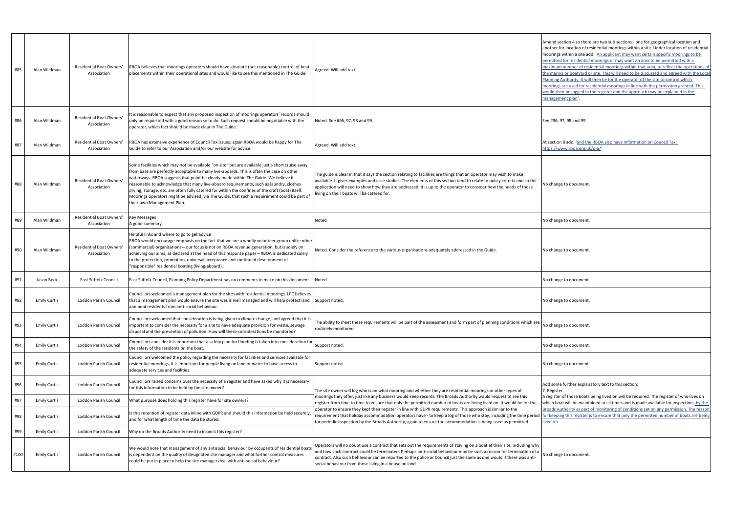| #85 | Alan Wildman | Residential Boat Owners' Association | RBOA believes that moorings operators should have absolute (but reasonable) control of boat placements within their operational sites and would like to see this mentioned in The Guide. | Agreed. Will add text. | Amend section 4 so there are two sub sections - one for geographical location and another for location of residential moorings within a site. Under location of residential moorings within a site add: 'An applicant may want certain specific moorings to be permitted for residential moorings or may want an area to be permitted with a maximum number of residential moorings within that area, to reflect the operations of the marina or boatyard or site. This will need to be discussed and agreed with the Local Planning Authority. It will then be for the operator of the site to control which moorings are used for residential moorings in line with the permission granted. This would then be logged in the register and the approach may be explained in the management plan'. |
|---|---|---|---|---|---|
| #86 | Alan Wildman | Residential Boat Owners' Association | It is reasonable to expect that any proposed inspection of moorings operators' records should only be requested with a good reason so to do. Such request should be negotiable with the operator, which fact should be made clear in The Guide. | Noted. See #96, 97, 98 and 99. | See #96, 97, 98 and 99. |
| #87 | Alan Wildman | Residential Boat Owners' Association | RBOA has extensive experience of Council Tax issues; again RBOA would be happy for The Guide to refer to our Association and/or our website for advice. | Agreed. Will add text. | At section 8 add: 'and the RBOA also have information on Council Tax: https://www.rboa.org.uk/q-a/' |
| #88 | Alan Wildman | Residential Boat Owners' Association | Some facilities which may not be available "on site" but are available just a short cruise away from base are perfectly acceptable to many live-aboards. This is often the case on other waterways. RBOA suggests that point be clearly made within The Guide. We believe it reasonable to acknowledge that many live-aboard requirements, such as laundry, clothes drying, storage, etc. are often fully catered for within the confines of the craft (boat) itself. Moorings operators might be advised, via The Guide, that such a requirement could be part of their own Management Plan. | The guide is clear in that it says the section relating to facilities are things that an operator may wish to make available. It gives examples and case studies. The elements of this section tend to relate to policy criteria and so the application will need to show how they are addressed. It is up to the operator to consider how the needs of those living on their boats will be catered for. | No change to document. |
| #89 | Alan Wildman | Residential Boat Owners' Association | Key Messages<br>A good summary. | Noted | No change to document. |
| #90 | Alan Wildman | Residential Boat Owners' Association | Helpful links and where to go to get advice<br>RBOA would encourage emphasis on the fact that we are a wholly volunteer group unlike other (commercial) organisations – our focus is not on RBOA revenue generation, but is solely on achieving our aims, as declared at the head of this response paper – RBOA is dedicated solely to the protection, promotion, universal acceptance and continued development of "responsible" residential boating (living-aboard). | Noted. Consider the reference to the various organisations adequately addressed in the Guide. | No change to document. |
| #91 | Jason Beck | East Suffolk Council | East Suffolk Council, Planning Policy Department has no comments to make on this document. | Noted | No change to document. |
| #92 | Emily Curtis | Loddon Parish Council | Councillors welcomed a management plan for the sites with residential moorings. LPC believes that a management plan would ensure the site was is well managed and will help protect land and boat residents from anti-social behaviour. | Support noted. | No change to document. |
| #93 | Emily Curtis | Loddon Parish Council | Councillors welcomed that consideration is being given to climate change, and agreed that it is important to consider the necessity for a site to have adequate provision for waste, sewage disposal and the prevention of pollution. How will these considerations be monitored? | The ability to meet these requirements will be part of the assessment and form part of planning conditions which are routinely monitored. | No change to document. |
| #94 | Emily Curtis | Loddon Parish Council | Councillors consider it is important that a safety plan for flooding is taken into consideration for the safety of the residents on the boat. | Support noted. | No change to document. |
| #95 | Emily Curtis | Loddon Parish Council | Councillors welcomed the policy regarding the necessity for facilities and services available for residential moorings, it is important for people living on land or water to have access to adequate services and facilities. | Support noted. | No change to document. |
| #96 | Emily Curtis | Loddon Parish Council | Councillors raised concerns over the necessity of a register and have asked why it is necessary for this information to be held by the site owner? | The site owner will log who is on what mooring and whether they are residential moorings or other types of moorings they offer, just like any business would keep records. The Broads Authority would request to see this register from time to time to ensure that only the permitted number of boats are being lived on. It would be for the operator to ensure they kept their register in line with GDPR requirements. This approach is similar to the requirement that holiday accommodation operators have - to keep a log of those who stay, including the time period for periodic inspection by the Broads Authority, again to ensure the accommodation is being used as permitted. | Add some further explanatory text to this section:<br>7. Register<br>A register of those boats being lived on will be required. The register of who lives on which boat will be maintained at all times and is made available for inspections by the Broads Authority as part of monitoring of conditions set on any permission. The reason for keeping this register is to ensure that only the permitted number of boats are being lived on. |
| #97 | Emily Curtis | Loddon Parish Council | What purpose does holding this register have for site owners? | | |
| #98 | Emily Curtis | Loddon Parish Council | Is this retention of register data inline with GDPR and should this information be held securely, and for what length of time the data be stored. | | |
| #99 | Emily Curtis | Loddon Parish Council | Why do the Broads Authority need to inspect this register? | | |
| #100 | Emily Curtis | Loddon Parish Council | We would note that management of any antisocial behaviour by occupants of residential boats is dependent on the quality of designated site manager and what further control measures could be put in place to help the site manager deal with anti-social behaviour? | Operators will no doubt use a contract that sets out the requirements of staying on a boat at their site, including why and how such contract could be terminated. Perhaps anti-social behaviour may be such a reason for termination of a contract. Also such behaviour can be reported to the police or Council just the same as one would if there was anti-social behaviour from those living in a house on land. | No change to document. |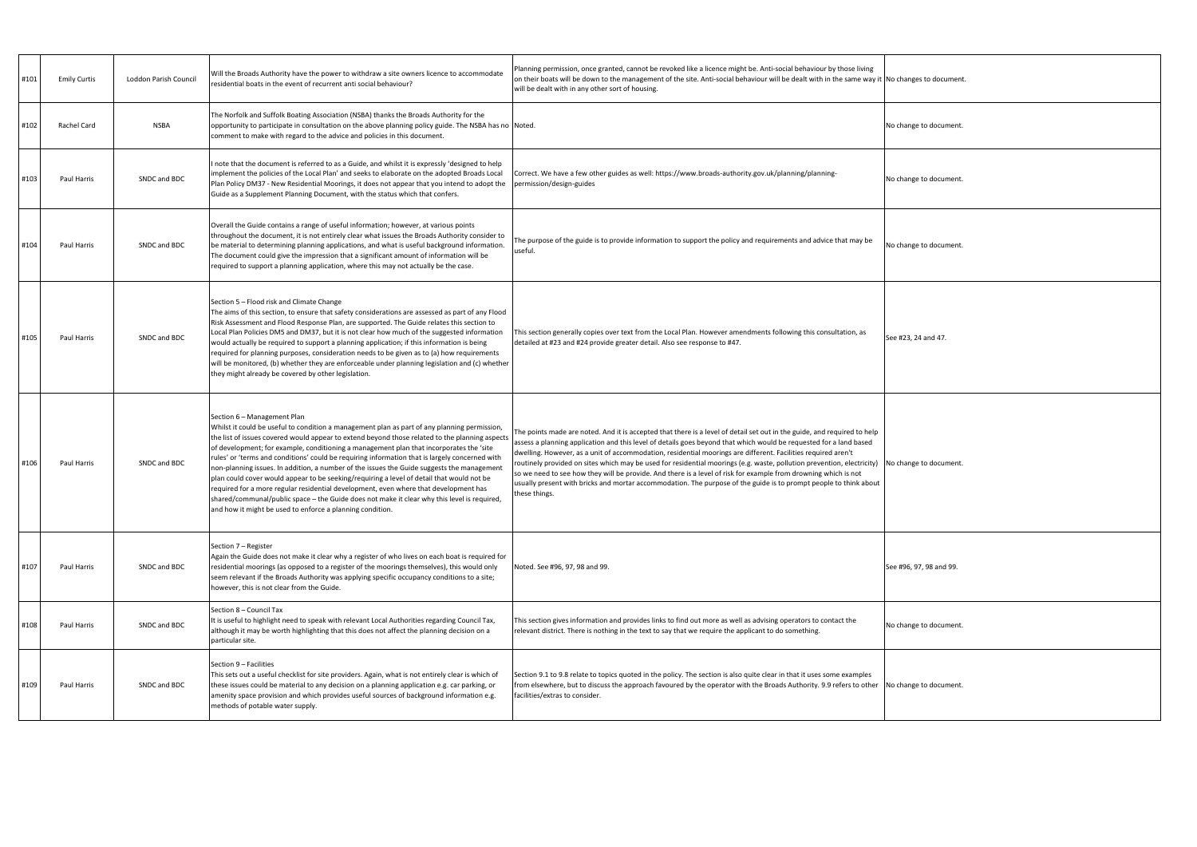| #101 | Emily Curtis | Loddon Parish Council | Will the Broads Authority have the power to withdraw a site owners licence to accommodate residential boats in the event of recurrent anti social behaviour? | Planning permission, once granted, cannot be revoked like a licence might be. Anti-social behaviour by those living on their boats will be down to the management of the site. Anti-social behaviour will be dealt with in the same way it will be dealt with in any other sort of housing. | No changes to document. |
|---|---|---|---|---|---|
| #102 | Rachel Card | NSBA | The Norfolk and Suffolk Boating Association (NSBA) thanks the Broads Authority for the opportunity to participate in consultation on the above planning policy guide. The NSBA has no comment to make with regard to the advice and policies in this document. | Noted. | No change to document. |
| #103 | Paul Harris | SNDC and BDC | I note that the document is referred to as a Guide, and whilst it is expressly 'designed to help implement the policies of the Local Plan' and seeks to elaborate on the adopted Broads Local Plan Policy DM37 - New Residential Moorings, it does not appear that you intend to adopt the Guide as a Supplement Planning Document, with the status which that confers. | Correct. We have a few other guides as well: https://www.broads-authority.gov.uk/planning/planning-permission/design-guides | No change to document. |
| #104 | Paul Harris | SNDC and BDC | Overall the Guide contains a range of useful information; however, at various points throughout the document, it is not entirely clear what issues the Broads Authority consider to be material to determining planning applications, and what is useful background information. The document could give the impression that a significant amount of information will be required to support a planning application, where this may not actually be the case. | The purpose of the guide is to provide information to support the policy and requirements and advice that may be useful. | No change to document. |
| #105 | Paul Harris | SNDC and BDC | Section 5 – Flood risk and Climate Change<br>The aims of this section, to ensure that safety considerations are assessed as part of any Flood Risk Assessment and Flood Response Plan, are supported. The Guide relates this section to Local Plan Policies DM5 and DM37, but it is not clear how much of the suggested information would actually be required to support a planning application; if this information is being required for planning purposes, consideration needs to be given as to (a) how requirements will be monitored, (b) whether they are enforceable under planning legislation and (c) whether they might already be covered by other legislation. | This section generally copies over text from the Local Plan. However amendments following this consultation, as detailed at #23 and #24 provide greater detail. Also see response to #47. | See #23, 24 and 47. |
| #106 | Paul Harris | SNDC and BDC | Section 6 – Management Plan<br>Whilst it could be useful to condition a management plan as part of any planning permission, the list of issues covered would appear to extend beyond those related to the planning aspects of development; for example, conditioning a management plan that incorporates the 'site rules' or 'terms and conditions' could be requiring information that is largely concerned with non-planning issues. In addition, a number of the issues the Guide suggests the management plan could cover would appear to be seeking/requiring a level of detail that would not be required for a more regular residential development, even where that development has shared/communal/public space – the Guide does not make it clear why this level is required, and how it might be used to enforce a planning condition. | The points made are noted. And it is accepted that there is a level of detail set out in the guide, and required to help assess a planning application and this level of details goes beyond that which would be requested for a land based dwelling. However, as a unit of accommodation, residential moorings are different. Facilities required aren't routinely provided on sites which may be used for residential moorings (e.g. waste, pollution prevention, electricity) so we need to see how they will be provide. And there is a level of risk for example from drowning which is not usually present with bricks and mortar accommodation. The purpose of the guide is to prompt people to think about these things. | No change to document. |
| #107 | Paul Harris | SNDC and BDC | Section 7 – Register<br>Again the Guide does not make it clear why a register of who lives on each boat is required for residential moorings (as opposed to a register of the moorings themselves), this would only seem relevant if the Broads Authority was applying specific occupancy conditions to a site; however, this is not clear from the Guide. | Noted. See #96, 97, 98 and 99. | See #96, 97, 98 and 99. |
| #108 | Paul Harris | SNDC and BDC | Section 8 – Council Tax<br>It is useful to highlight need to speak with relevant Local Authorities regarding Council Tax, although it may be worth highlighting that this does not affect the planning decision on a particular site. | This section gives information and provides links to find out more as well as advising operators to contact the relevant district. There is nothing in the text to say that we require the applicant to do something. | No change to document. |
| #109 | Paul Harris | SNDC and BDC | Section 9 – Facilities<br>This sets out a useful checklist for site providers. Again, what is not entirely clear is which of these issues could be material to any decision on a planning application e.g. car parking, or amenity space provision and which provides useful sources of background information e.g. methods of potable water supply. | Section 9.1 to 9.8 relate to topics quoted in the policy. The section is also quite clear in that it uses some examples from elsewhere, but to discuss the approach favoured by the operator with the Broads Authority. 9.9 refers to other facilities/extras to consider. | No change to document. |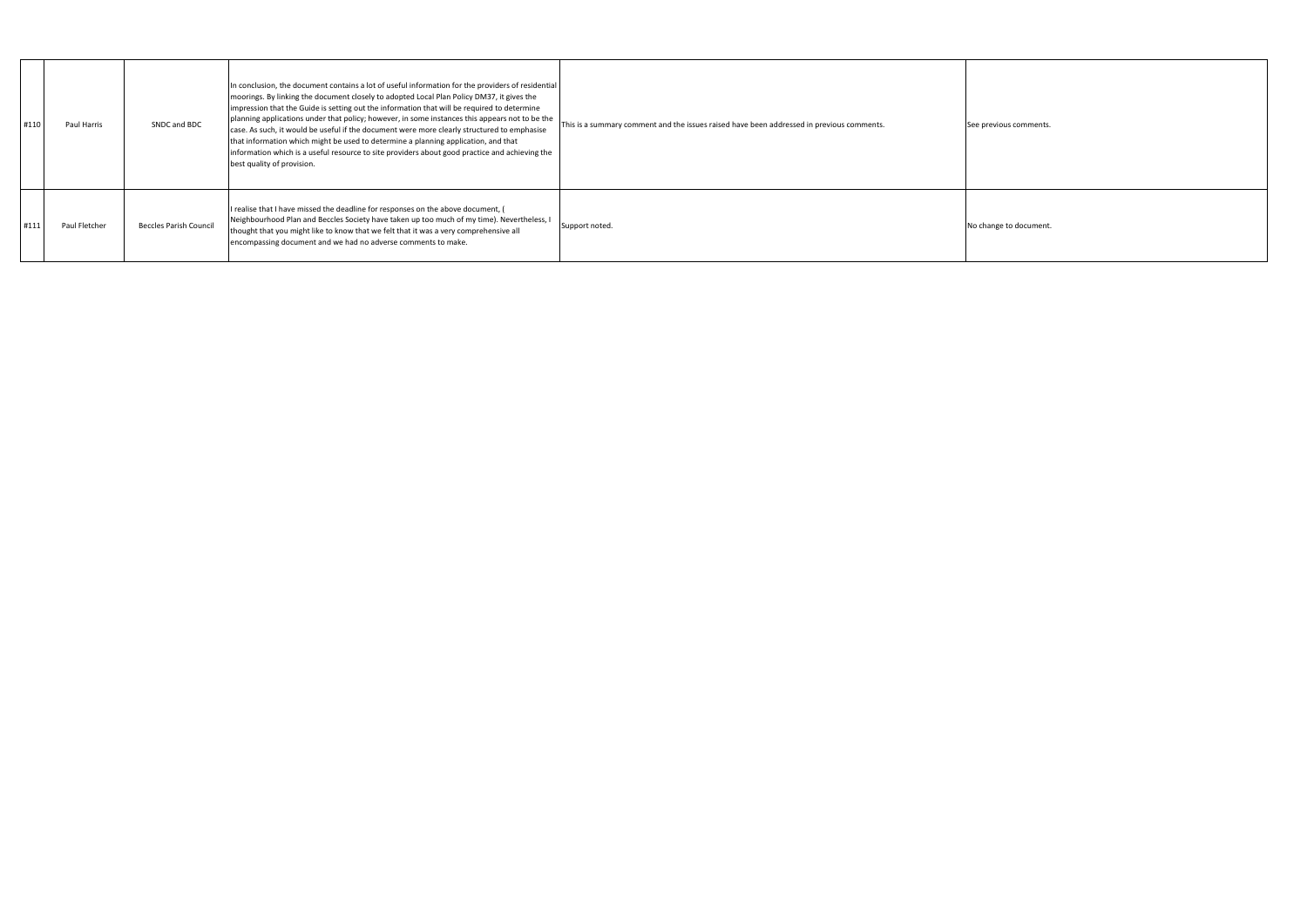| | | | | | |
|---|---|---|---|---|---|
| #110 | Paul Harris | SNDC and BDC | In conclusion, the document contains a lot of useful information for the providers of residential moorings. By linking the document closely to adopted Local Plan Policy DM37, it gives the impression that the Guide is setting out the information that will be required to determine planning applications under that policy; however, in some instances this appears not to be the case. As such, it would be useful if the document were more clearly structured to emphasise that information which might be used to determine a planning application, and that information which is a useful resource to site providers about good practice and achieving the best quality of provision. | This is a summary comment and the issues raised have been addressed in previous comments. | See previous comments. |
| #111 | Paul Fletcher | Beccles Parish Council | I realise that I have missed the deadline for responses on the above document, ( Neighbourhood Plan and Beccles Society have taken up too much of my time). Nevertheless, I thought that you might like to know that we felt that it was a very comprehensive all encompassing document and we had no adverse comments to make. | Support noted. | No change to document. |